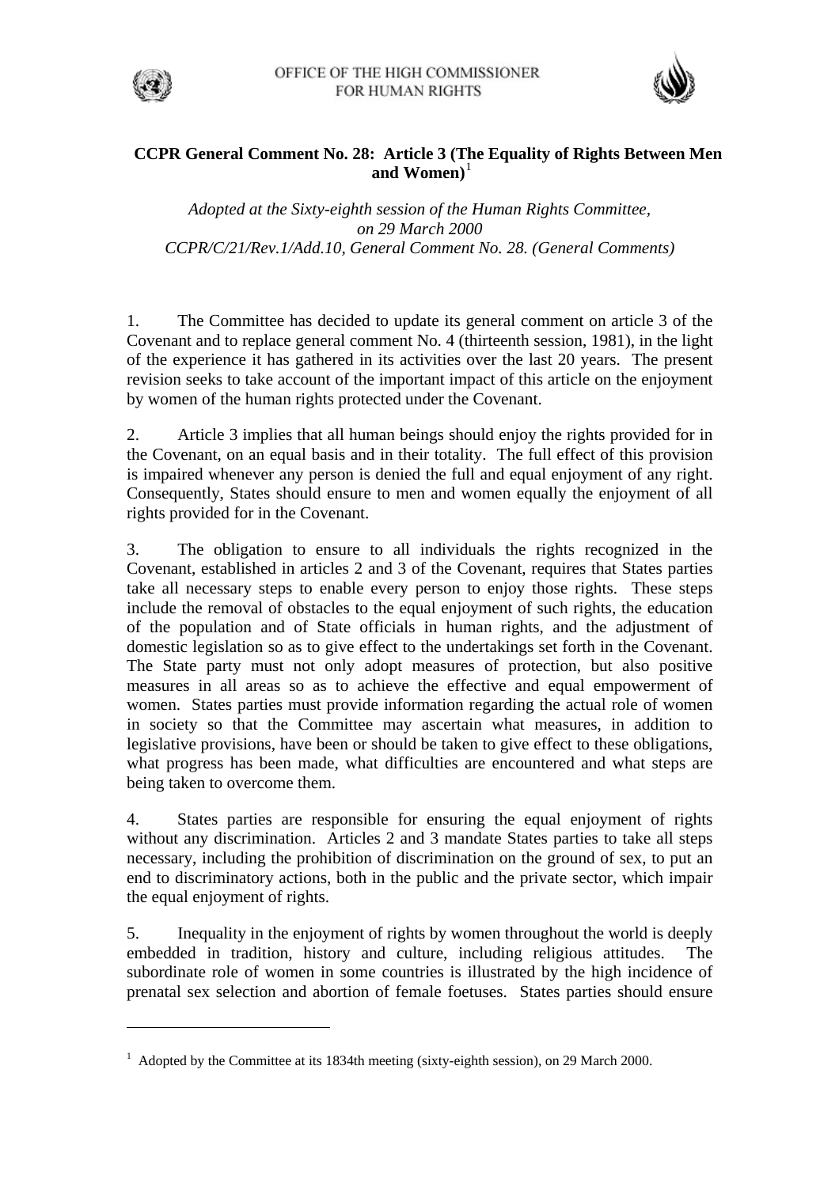OFFICE OF THE HIGH COMMISSIONER FOR HUMAN RIGHTS

# CCPR General Comment No. 28: Article 3 (The Equality of Rights Between Men and Women)[1]

*Adopted at the Sixty-eighth session of the Human Rights Committee, on 29 March 2000*
*CCPR/C/21/Rev.1/Add.10, General Comment No. 28. (General Comments)*

1. The Committee has decided to update its general comment on article 3 of the Covenant and to replace general comment No. 4 (thirteenth session, 1981), in the light of the experience it has gathered in its activities over the last 20 years. The present revision seeks to take account of the important impact of this article on the enjoyment by women of the human rights protected under the Covenant.

2. Article 3 implies that all human beings should enjoy the rights provided for in the Covenant, on an equal basis and in their totality. The full effect of this provision is impaired whenever any person is denied the full and equal enjoyment of any right. Consequently, States should ensure to men and women equally the enjoyment of all rights provided for in the Covenant.

3. The obligation to ensure to all individuals the rights recognized in the Covenant, established in articles 2 and 3 of the Covenant, requires that States parties take all necessary steps to enable every person to enjoy those rights. These steps include the removal of obstacles to the equal enjoyment of such rights, the education of the population and of State officials in human rights, and the adjustment of domestic legislation so as to give effect to the undertakings set forth in the Covenant. The State party must not only adopt measures of protection, but also positive measures in all areas so as to achieve the effective and equal empowerment of women. States parties must provide information regarding the actual role of women in society so that the Committee may ascertain what measures, in addition to legislative provisions, have been or should be taken to give effect to these obligations, what progress has been made, what difficulties are encountered and what steps are being taken to overcome them.

4. States parties are responsible for ensuring the equal enjoyment of rights without any discrimination. Articles 2 and 3 mandate States parties to take all steps necessary, including the prohibition of discrimination on the ground of sex, to put an end to discriminatory actions, both in the public and the private sector, which impair the equal enjoyment of rights.

5. Inequality in the enjoyment of rights by women throughout the world is deeply embedded in tradition, history and culture, including religious attitudes. The subordinate role of women in some countries is illustrated by the high incidence of prenatal sex selection and abortion of female foetuses. States parties should ensure

[1] Adopted by the Committee at its 1834th meeting (sixty-eighth session), on 29 March 2000.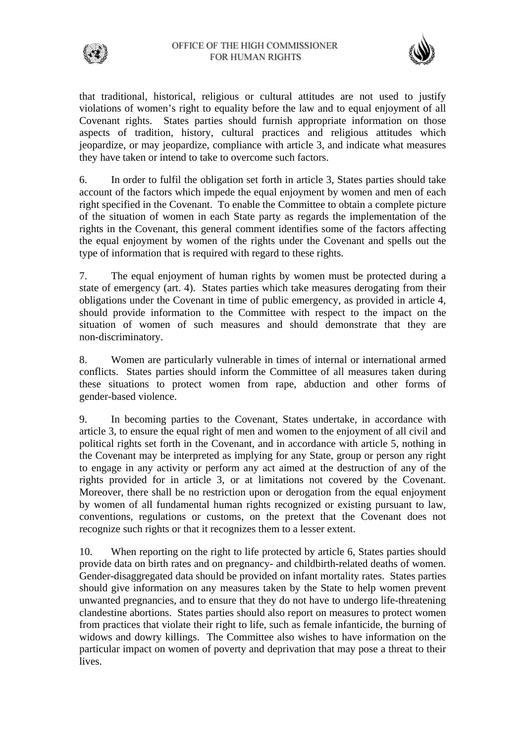that traditional, historical, religious or cultural attitudes are not used to justify violations of women's right to equality before the law and to equal enjoyment of all Covenant rights. States parties should furnish appropriate information on those aspects of tradition, history, cultural practices and religious attitudes which jeopardize, or may jeopardize, compliance with article 3, and indicate what measures they have taken or intend to take to overcome such factors.

6. In order to fulfil the obligation set forth in article 3, States parties should take account of the factors which impede the equal enjoyment by women and men of each right specified in the Covenant. To enable the Committee to obtain a complete picture of the situation of women in each State party as regards the implementation of the rights in the Covenant, this general comment identifies some of the factors affecting the equal enjoyment by women of the rights under the Covenant and spells out the type of information that is required with regard to these rights.

7. The equal enjoyment of human rights by women must be protected during a state of emergency (art. 4). States parties which take measures derogating from their obligations under the Covenant in time of public emergency, as provided in article 4, should provide information to the Committee with respect to the impact on the situation of women of such measures and should demonstrate that they are non-discriminatory.

8. Women are particularly vulnerable in times of internal or international armed conflicts. States parties should inform the Committee of all measures taken during these situations to protect women from rape, abduction and other forms of gender-based violence.

9. In becoming parties to the Covenant, States undertake, in accordance with article 3, to ensure the equal right of men and women to the enjoyment of all civil and political rights set forth in the Covenant, and in accordance with article 5, nothing in the Covenant may be interpreted as implying for any State, group or person any right to engage in any activity or perform any act aimed at the destruction of any of the rights provided for in article 3, or at limitations not covered by the Covenant. Moreover, there shall be no restriction upon or derogation from the equal enjoyment by women of all fundamental human rights recognized or existing pursuant to law, conventions, regulations or customs, on the pretext that the Covenant does not recognize such rights or that it recognizes them to a lesser extent.

10. When reporting on the right to life protected by article 6, States parties should provide data on birth rates and on pregnancy- and childbirth-related deaths of women. Gender-disaggregated data should be provided on infant mortality rates. States parties should give information on any measures taken by the State to help women prevent unwanted pregnancies, and to ensure that they do not have to undergo life-threatening clandestine abortions. States parties should also report on measures to protect women from practices that violate their right to life, such as female infanticide, the burning of widows and dowry killings. The Committee also wishes to have information on the particular impact on women of poverty and deprivation that may pose a threat to their lives.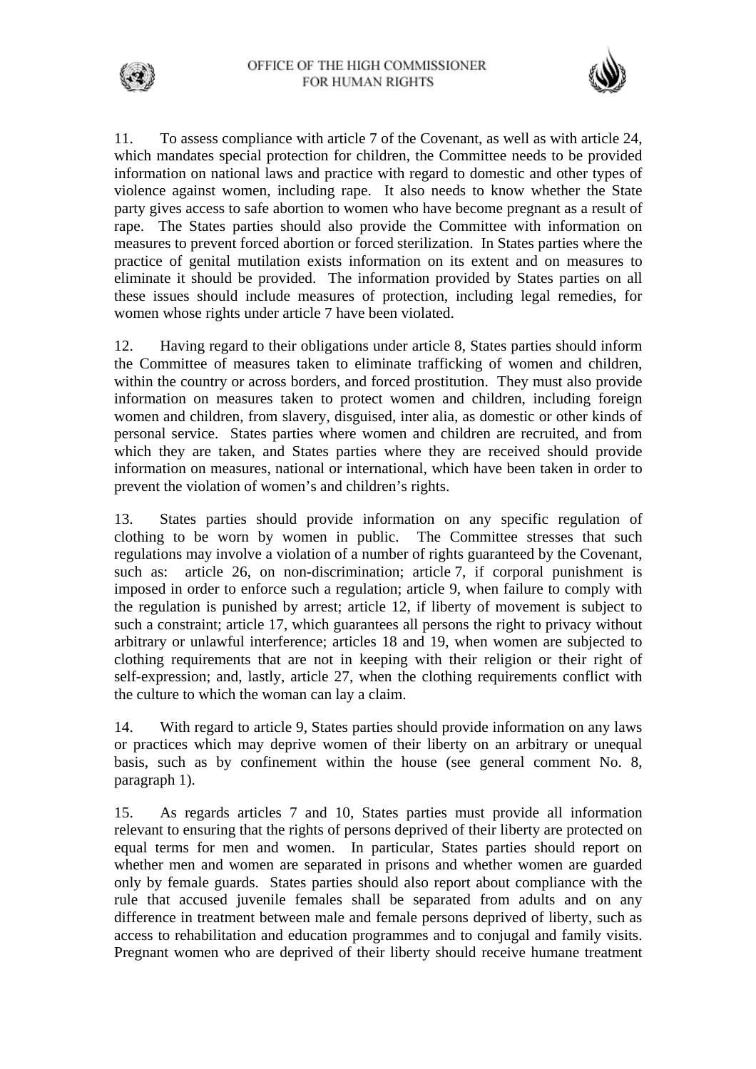11. To assess compliance with article 7 of the Covenant, as well as with article 24, which mandates special protection for children, the Committee needs to be provided information on national laws and practice with regard to domestic and other types of violence against women, including rape. It also needs to know whether the State party gives access to safe abortion to women who have become pregnant as a result of rape. The States parties should also provide the Committee with information on measures to prevent forced abortion or forced sterilization. In States parties where the practice of genital mutilation exists information on its extent and on measures to eliminate it should be provided. The information provided by States parties on all these issues should include measures of protection, including legal remedies, for women whose rights under article 7 have been violated.

12. Having regard to their obligations under article 8, States parties should inform the Committee of measures taken to eliminate trafficking of women and children, within the country or across borders, and forced prostitution. They must also provide information on measures taken to protect women and children, including foreign women and children, from slavery, disguised, inter alia, as domestic or other kinds of personal service. States parties where women and children are recruited, and from which they are taken, and States parties where they are received should provide information on measures, national or international, which have been taken in order to prevent the violation of women's and children's rights.

13. States parties should provide information on any specific regulation of clothing to be worn by women in public. The Committee stresses that such regulations may involve a violation of a number of rights guaranteed by the Covenant, such as: article 26, on non-discrimination; article 7, if corporal punishment is imposed in order to enforce such a regulation; article 9, when failure to comply with the regulation is punished by arrest; article 12, if liberty of movement is subject to such a constraint; article 17, which guarantees all persons the right to privacy without arbitrary or unlawful interference; articles 18 and 19, when women are subjected to clothing requirements that are not in keeping with their religion or their right of self-expression; and, lastly, article 27, when the clothing requirements conflict with the culture to which the woman can lay a claim.

14. With regard to article 9, States parties should provide information on any laws or practices which may deprive women of their liberty on an arbitrary or unequal basis, such as by confinement within the house (see general comment No. 8, paragraph 1).

15. As regards articles 7 and 10, States parties must provide all information relevant to ensuring that the rights of persons deprived of their liberty are protected on equal terms for men and women. In particular, States parties should report on whether men and women are separated in prisons and whether women are guarded only by female guards. States parties should also report about compliance with the rule that accused juvenile females shall be separated from adults and on any difference in treatment between male and female persons deprived of liberty, such as access to rehabilitation and education programmes and to conjugal and family visits. Pregnant women who are deprived of their liberty should receive humane treatment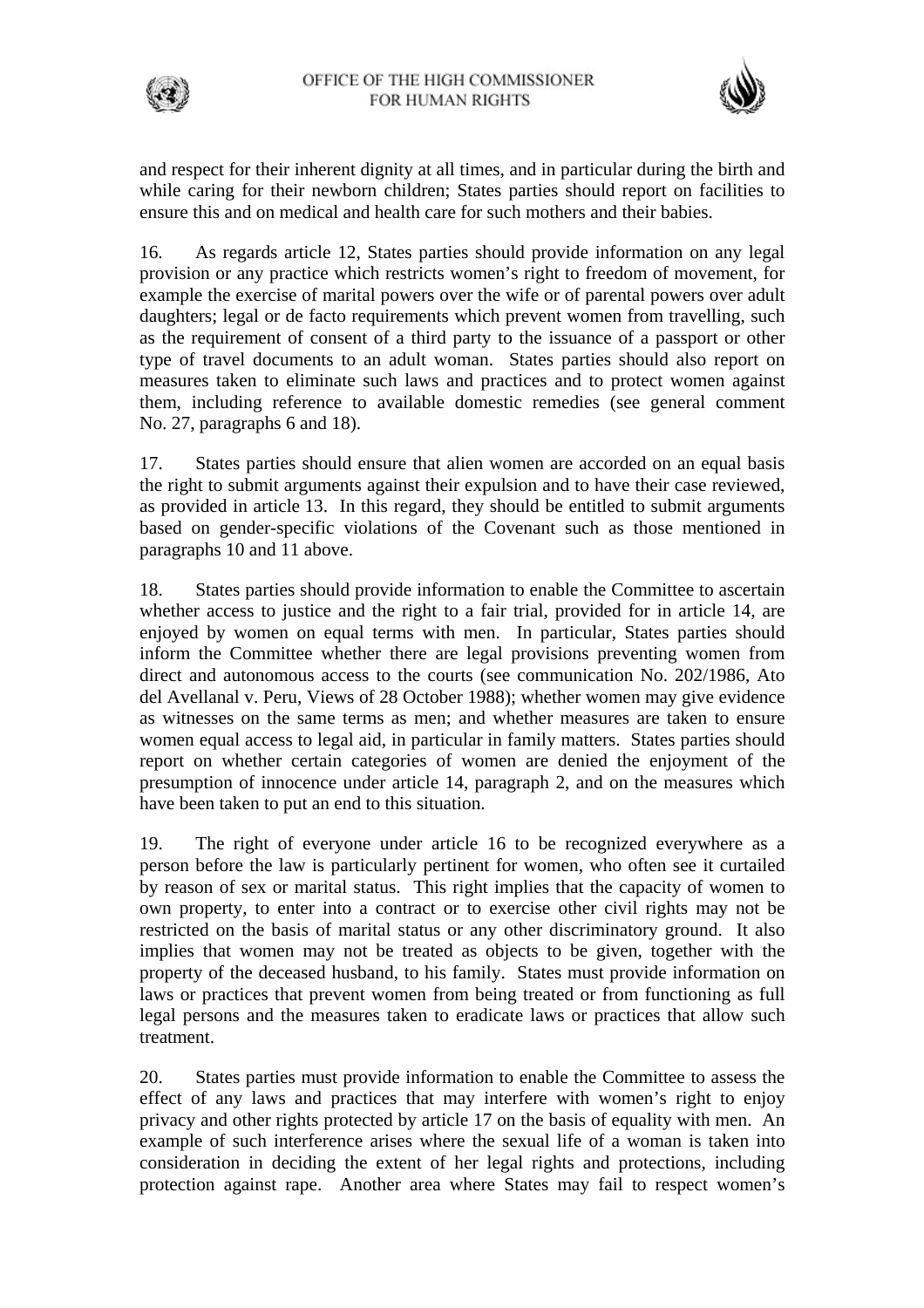and respect for their inherent dignity at all times, and in particular during the birth and while caring for their newborn children; States parties should report on facilities to ensure this and on medical and health care for such mothers and their babies.

16. As regards article 12, States parties should provide information on any legal provision or any practice which restricts women's right to freedom of movement, for example the exercise of marital powers over the wife or of parental powers over adult daughters; legal or de facto requirements which prevent women from travelling, such as the requirement of consent of a third party to the issuance of a passport or other type of travel documents to an adult woman. States parties should also report on measures taken to eliminate such laws and practices and to protect women against them, including reference to available domestic remedies (see general comment No. 27, paragraphs 6 and 18).

17. States parties should ensure that alien women are accorded on an equal basis the right to submit arguments against their expulsion and to have their case reviewed, as provided in article 13. In this regard, they should be entitled to submit arguments based on gender-specific violations of the Covenant such as those mentioned in paragraphs 10 and 11 above.

18. States parties should provide information to enable the Committee to ascertain whether access to justice and the right to a fair trial, provided for in article 14, are enjoyed by women on equal terms with men. In particular, States parties should inform the Committee whether there are legal provisions preventing women from direct and autonomous access to the courts (see communication No. 202/1986, Ato del Avellanal v. Peru, Views of 28 October 1988); whether women may give evidence as witnesses on the same terms as men; and whether measures are taken to ensure women equal access to legal aid, in particular in family matters. States parties should report on whether certain categories of women are denied the enjoyment of the presumption of innocence under article 14, paragraph 2, and on the measures which have been taken to put an end to this situation.

19. The right of everyone under article 16 to be recognized everywhere as a person before the law is particularly pertinent for women, who often see it curtailed by reason of sex or marital status. This right implies that the capacity of women to own property, to enter into a contract or to exercise other civil rights may not be restricted on the basis of marital status or any other discriminatory ground. It also implies that women may not be treated as objects to be given, together with the property of the deceased husband, to his family. States must provide information on laws or practices that prevent women from being treated or from functioning as full legal persons and the measures taken to eradicate laws or practices that allow such treatment.

20. States parties must provide information to enable the Committee to assess the effect of any laws and practices that may interfere with women's right to enjoy privacy and other rights protected by article 17 on the basis of equality with men. An example of such interference arises where the sexual life of a woman is taken into consideration in deciding the extent of her legal rights and protections, including protection against rape. Another area where States may fail to respect women's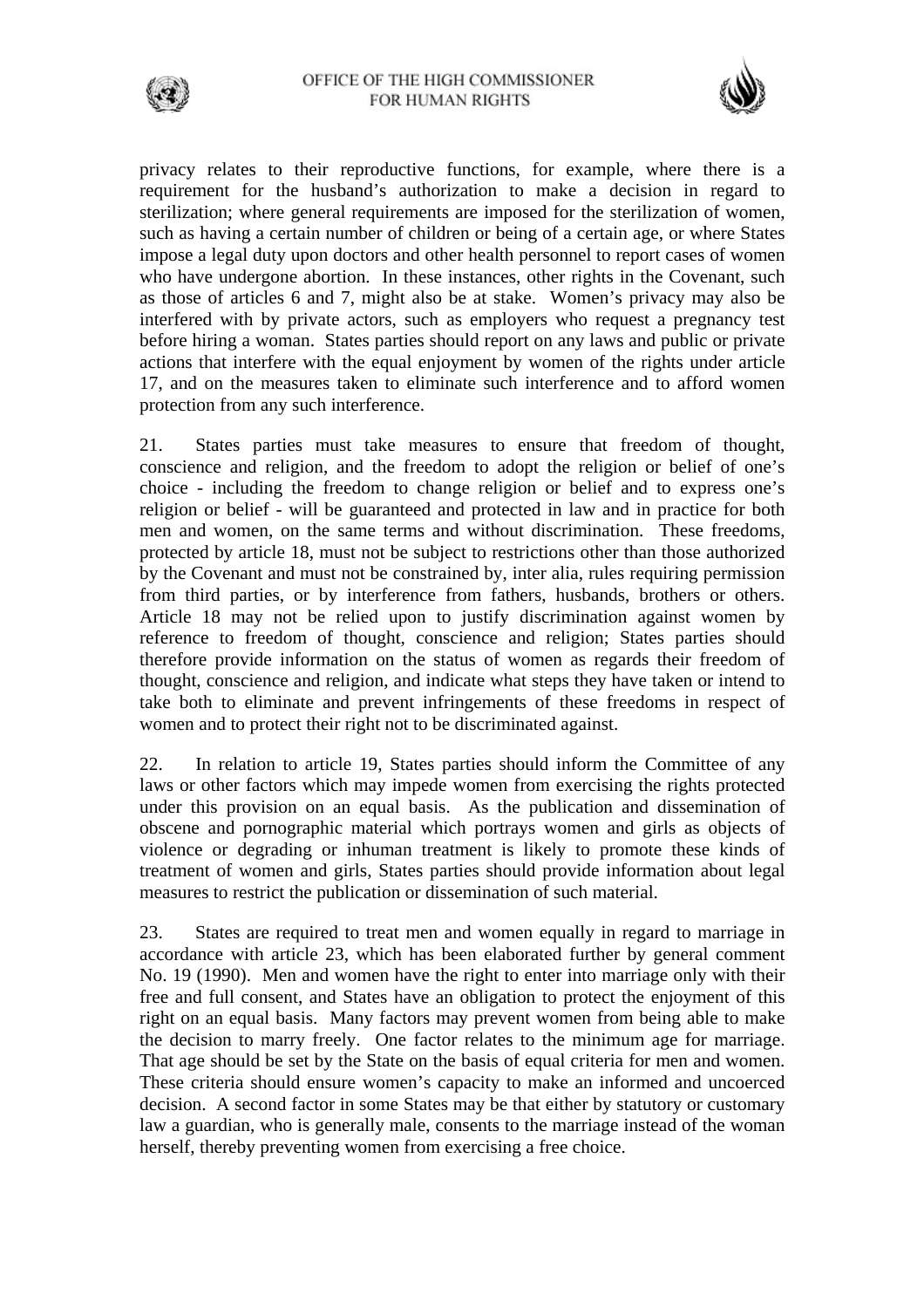privacy relates to their reproductive functions, for example, where there is a requirement for the husband's authorization to make a decision in regard to sterilization; where general requirements are imposed for the sterilization of women, such as having a certain number of children or being of a certain age, or where States impose a legal duty upon doctors and other health personnel to report cases of women who have undergone abortion. In these instances, other rights in the Covenant, such as those of articles 6 and 7, might also be at stake. Women's privacy may also be interfered with by private actors, such as employers who request a pregnancy test before hiring a woman. States parties should report on any laws and public or private actions that interfere with the equal enjoyment by women of the rights under article 17, and on the measures taken to eliminate such interference and to afford women protection from any such interference.

21. States parties must take measures to ensure that freedom of thought, conscience and religion, and the freedom to adopt the religion or belief of one's choice - including the freedom to change religion or belief and to express one's religion or belief - will be guaranteed and protected in law and in practice for both men and women, on the same terms and without discrimination. These freedoms, protected by article 18, must not be subject to restrictions other than those authorized by the Covenant and must not be constrained by, inter alia, rules requiring permission from third parties, or by interference from fathers, husbands, brothers or others. Article 18 may not be relied upon to justify discrimination against women by reference to freedom of thought, conscience and religion; States parties should therefore provide information on the status of women as regards their freedom of thought, conscience and religion, and indicate what steps they have taken or intend to take both to eliminate and prevent infringements of these freedoms in respect of women and to protect their right not to be discriminated against.

22. In relation to article 19, States parties should inform the Committee of any laws or other factors which may impede women from exercising the rights protected under this provision on an equal basis. As the publication and dissemination of obscene and pornographic material which portrays women and girls as objects of violence or degrading or inhuman treatment is likely to promote these kinds of treatment of women and girls, States parties should provide information about legal measures to restrict the publication or dissemination of such material.

23. States are required to treat men and women equally in regard to marriage in accordance with article 23, which has been elaborated further by general comment No. 19 (1990). Men and women have the right to enter into marriage only with their free and full consent, and States have an obligation to protect the enjoyment of this right on an equal basis. Many factors may prevent women from being able to make the decision to marry freely. One factor relates to the minimum age for marriage. That age should be set by the State on the basis of equal criteria for men and women. These criteria should ensure women's capacity to make an informed and uncoerced decision. A second factor in some States may be that either by statutory or customary law a guardian, who is generally male, consents to the marriage instead of the woman herself, thereby preventing women from exercising a free choice.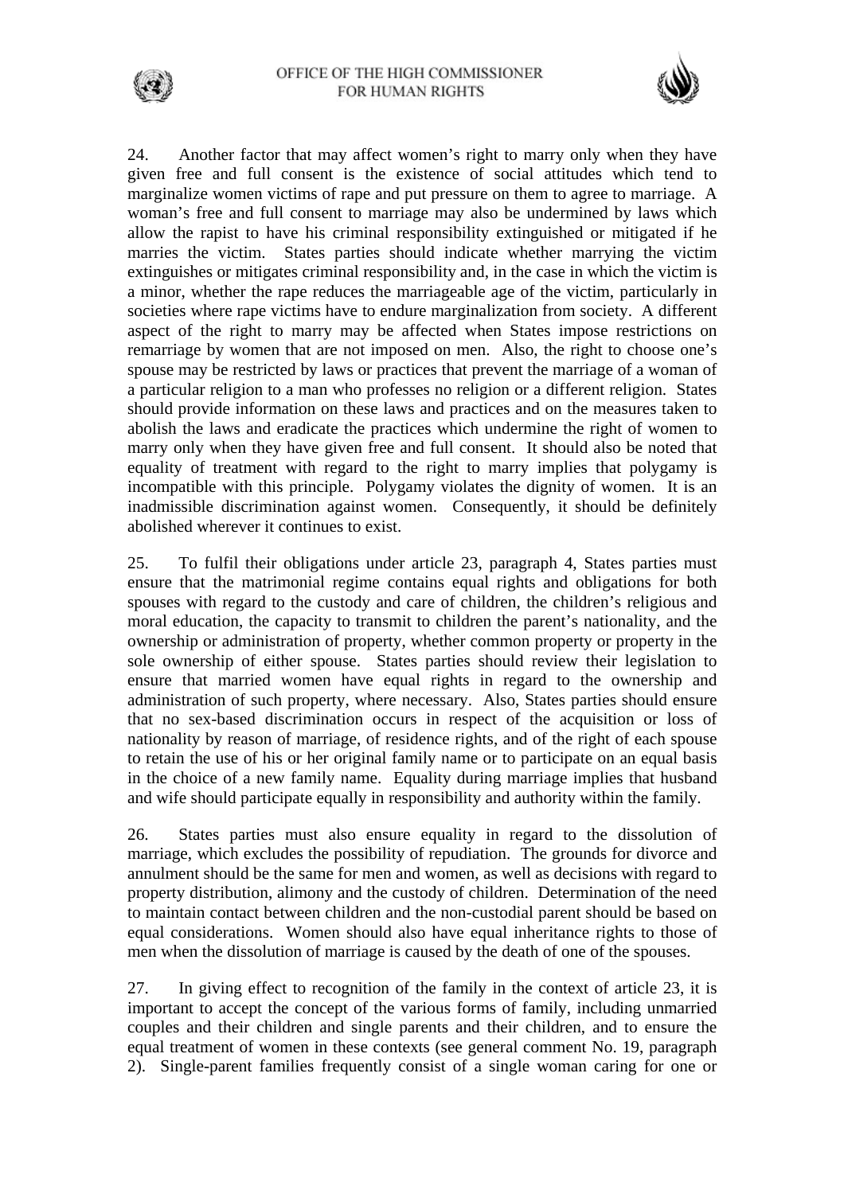24. Another factor that may affect women's right to marry only when they have given free and full consent is the existence of social attitudes which tend to marginalize women victims of rape and put pressure on them to agree to marriage. A woman's free and full consent to marriage may also be undermined by laws which allow the rapist to have his criminal responsibility extinguished or mitigated if he marries the victim. States parties should indicate whether marrying the victim extinguishes or mitigates criminal responsibility and, in the case in which the victim is a minor, whether the rape reduces the marriageable age of the victim, particularly in societies where rape victims have to endure marginalization from society. A different aspect of the right to marry may be affected when States impose restrictions on remarriage by women that are not imposed on men. Also, the right to choose one's spouse may be restricted by laws or practices that prevent the marriage of a woman of a particular religion to a man who professes no religion or a different religion. States should provide information on these laws and practices and on the measures taken to abolish the laws and eradicate the practices which undermine the right of women to marry only when they have given free and full consent. It should also be noted that equality of treatment with regard to the right to marry implies that polygamy is incompatible with this principle. Polygamy violates the dignity of women. It is an inadmissible discrimination against women. Consequently, it should be definitely abolished wherever it continues to exist.

25. To fulfil their obligations under article 23, paragraph 4, States parties must ensure that the matrimonial regime contains equal rights and obligations for both spouses with regard to the custody and care of children, the children's religious and moral education, the capacity to transmit to children the parent's nationality, and the ownership or administration of property, whether common property or property in the sole ownership of either spouse. States parties should review their legislation to ensure that married women have equal rights in regard to the ownership and administration of such property, where necessary. Also, States parties should ensure that no sex-based discrimination occurs in respect of the acquisition or loss of nationality by reason of marriage, of residence rights, and of the right of each spouse to retain the use of his or her original family name or to participate on an equal basis in the choice of a new family name. Equality during marriage implies that husband and wife should participate equally in responsibility and authority within the family.

26. States parties must also ensure equality in regard to the dissolution of marriage, which excludes the possibility of repudiation. The grounds for divorce and annulment should be the same for men and women, as well as decisions with regard to property distribution, alimony and the custody of children. Determination of the need to maintain contact between children and the non-custodial parent should be based on equal considerations. Women should also have equal inheritance rights to those of men when the dissolution of marriage is caused by the death of one of the spouses.

27. In giving effect to recognition of the family in the context of article 23, it is important to accept the concept of the various forms of family, including unmarried couples and their children and single parents and their children, and to ensure the equal treatment of women in these contexts (see general comment No. 19, paragraph 2). Single-parent families frequently consist of a single woman caring for one or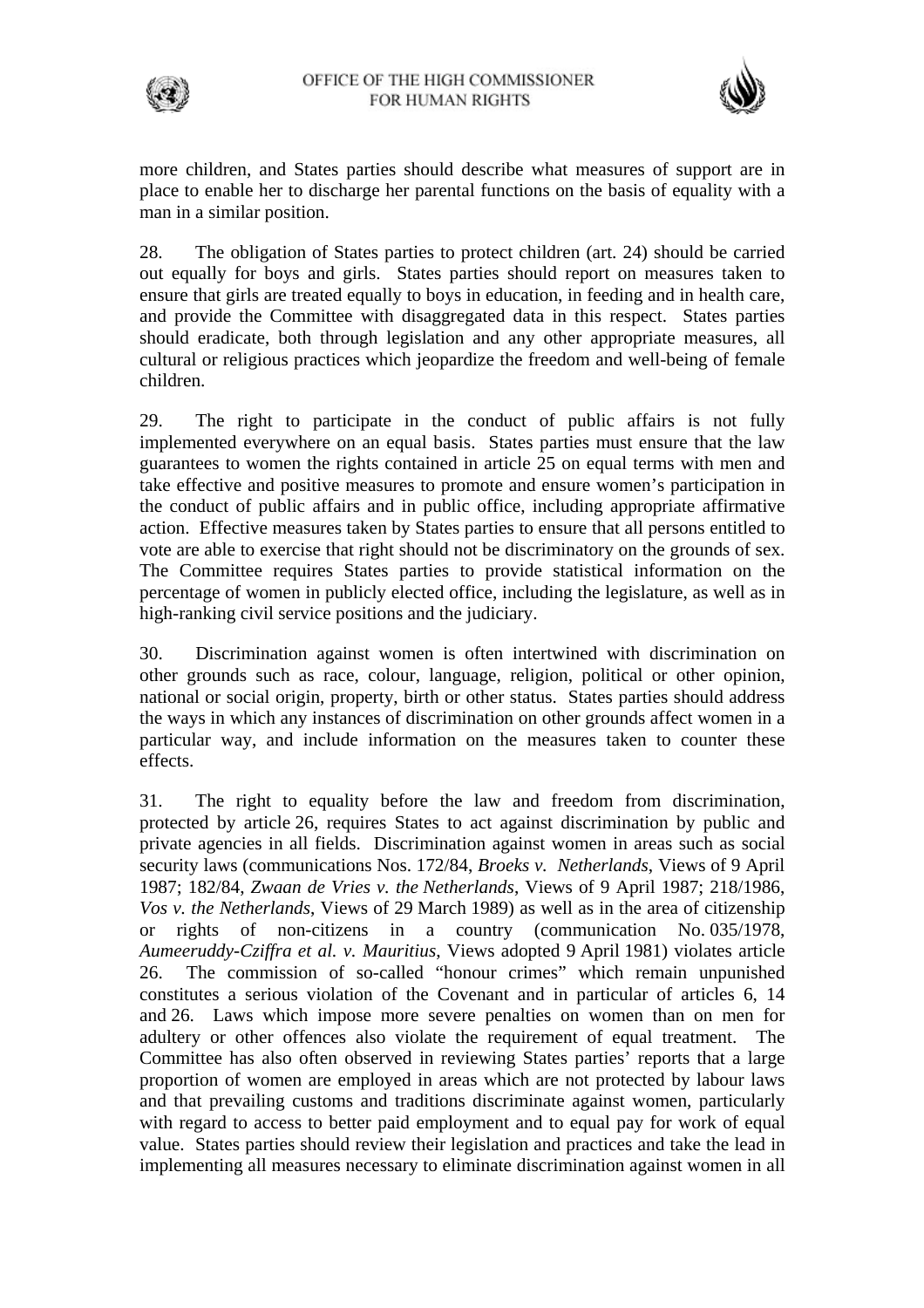more children, and States parties should describe what measures of support are in place to enable her to discharge her parental functions on the basis of equality with a man in a similar position.

28. The obligation of States parties to protect children (art. 24) should be carried out equally for boys and girls. States parties should report on measures taken to ensure that girls are treated equally to boys in education, in feeding and in health care, and provide the Committee with disaggregated data in this respect. States parties should eradicate, both through legislation and any other appropriate measures, all cultural or religious practices which jeopardize the freedom and well-being of female children.

29. The right to participate in the conduct of public affairs is not fully implemented everywhere on an equal basis. States parties must ensure that the law guarantees to women the rights contained in article 25 on equal terms with men and take effective and positive measures to promote and ensure women's participation in the conduct of public affairs and in public office, including appropriate affirmative action. Effective measures taken by States parties to ensure that all persons entitled to vote are able to exercise that right should not be discriminatory on the grounds of sex. The Committee requires States parties to provide statistical information on the percentage of women in publicly elected office, including the legislature, as well as in high-ranking civil service positions and the judiciary.

30. Discrimination against women is often intertwined with discrimination on other grounds such as race, colour, language, religion, political or other opinion, national or social origin, property, birth or other status. States parties should address the ways in which any instances of discrimination on other grounds affect women in a particular way, and include information on the measures taken to counter these effects.

31. The right to equality before the law and freedom from discrimination, protected by article 26, requires States to act against discrimination by public and private agencies in all fields. Discrimination against women in areas such as social security laws (communications Nos. 172/84, *Broeks v. Netherlands*, Views of 9 April 1987; 182/84, *Zwaan de Vries v. the Netherlands*, Views of 9 April 1987; 218/1986, *Vos v. the Netherlands*, Views of 29 March 1989) as well as in the area of citizenship or rights of non-citizens in a country (communication No. 035/1978, *Aumeeruddy-Cziffra et al. v. Mauritius*, Views adopted 9 April 1981) violates article 26. The commission of so-called "honour crimes" which remain unpunished constitutes a serious violation of the Covenant and in particular of articles 6, 14 and 26. Laws which impose more severe penalties on women than on men for adultery or other offences also violate the requirement of equal treatment. The Committee has also often observed in reviewing States parties' reports that a large proportion of women are employed in areas which are not protected by labour laws and that prevailing customs and traditions discriminate against women, particularly with regard to access to better paid employment and to equal pay for work of equal value. States parties should review their legislation and practices and take the lead in implementing all measures necessary to eliminate discrimination against women in all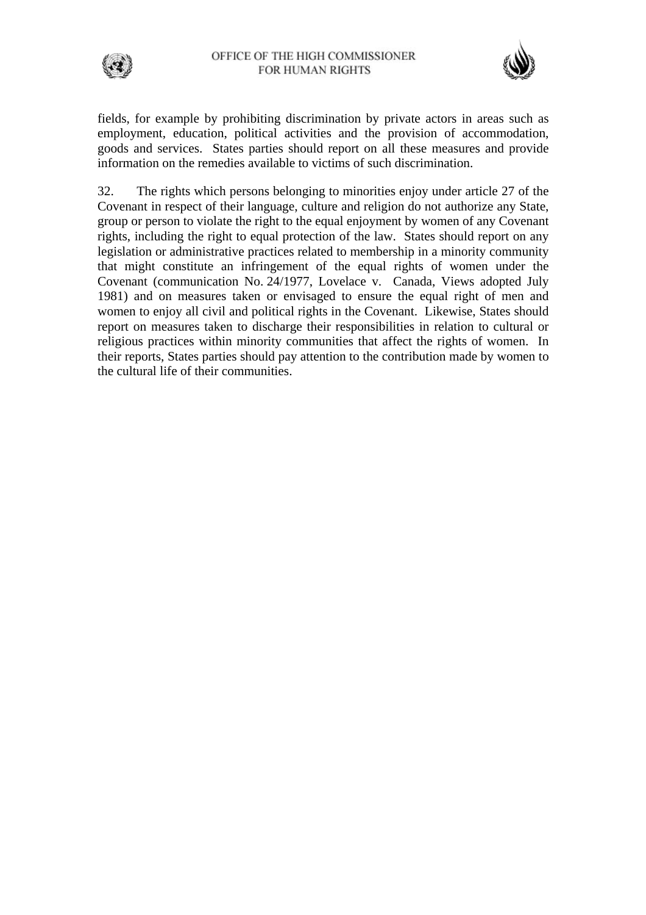fields, for example by prohibiting discrimination by private actors in areas such as employment, education, political activities and the provision of accommodation, goods and services. States parties should report on all these measures and provide information on the remedies available to victims of such discrimination.

32. The rights which persons belonging to minorities enjoy under article 27 of the Covenant in respect of their language, culture and religion do not authorize any State, group or person to violate the right to the equal enjoyment by women of any Covenant rights, including the right to equal protection of the law. States should report on any legislation or administrative practices related to membership in a minority community that might constitute an infringement of the equal rights of women under the Covenant (communication No. 24/1977, Lovelace v. Canada, Views adopted July 1981) and on measures taken or envisaged to ensure the equal right of men and women to enjoy all civil and political rights in the Covenant. Likewise, States should report on measures taken to discharge their responsibilities in relation to cultural or religious practices within minority communities that affect the rights of women. In their reports, States parties should pay attention to the contribution made by women to the cultural life of their communities.